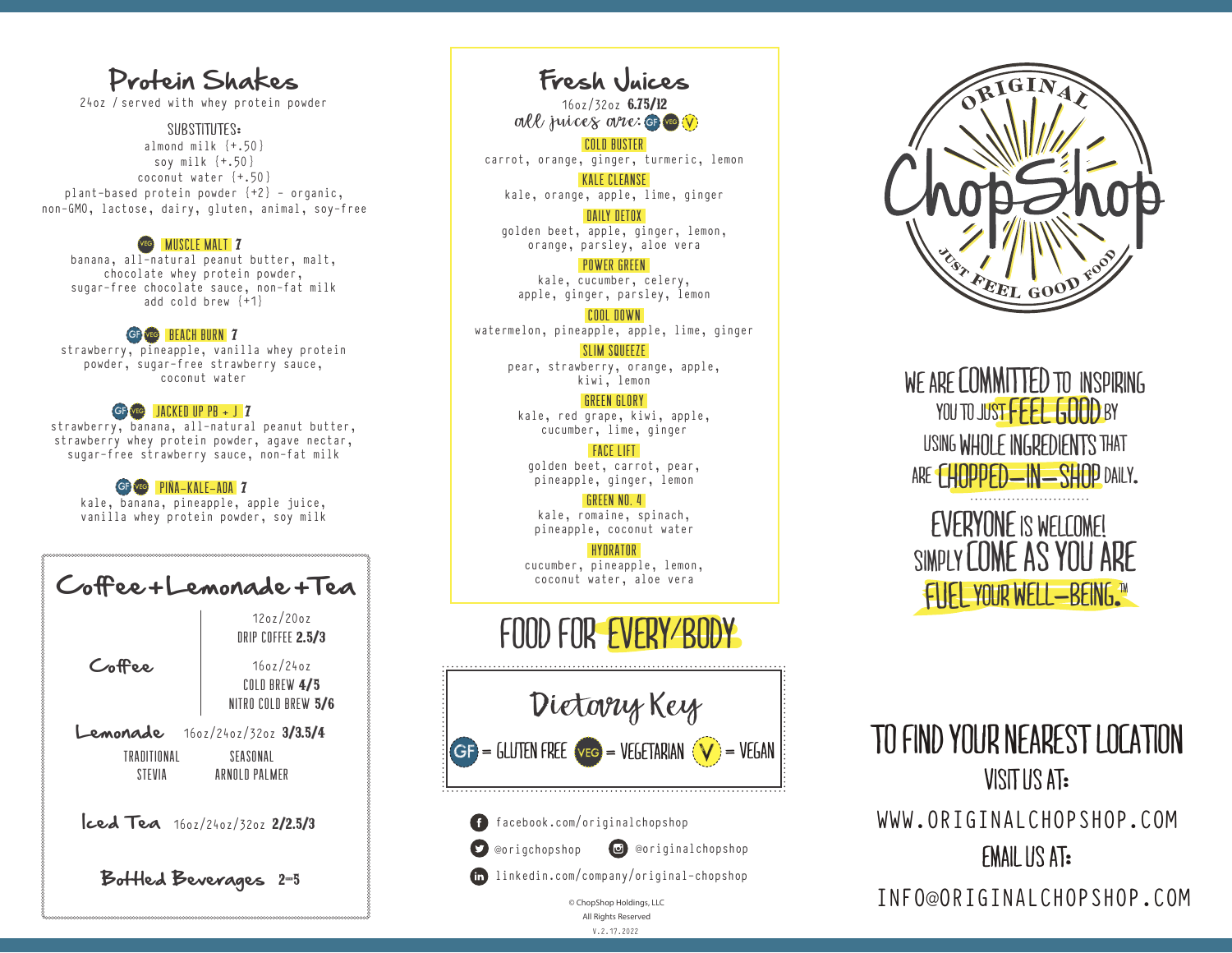# Protein Shakes

24oz / served with whey protein powder

**SUBSTITUTES:**

almond milk {+.50}
soy milk {+.50}
coconut water {+.50}
plant-based protein powder {+2} – organic, non-GMO, lactose, dairy, gluten, animal, soy-free

**VEG MUSCLE MALT 7**
banana, all-natural peanut butter, malt, chocolate whey protein powder, sugar-free chocolate sauce, non-fat milk
add cold brew {+1}

**GF VEG BEACH BURN 7**
strawberry, pineapple, vanilla whey protein powder, sugar-free strawberry sauce, coconut water

**GF VEG JACKED UP PB + J 7**
strawberry, banana, all-natural peanut butter, strawberry whey protein powder, agave nectar, sugar-free strawberry sauce, non-fat milk

**GF VEG PIÑA-KALE-ADA 7**
kale, banana, pineapple, apple juice, vanilla whey protein powder, soy milk

# Coffee + Lemonade + Tea

## Coffee

12oz/20oz
DRIP COFFEE **2.5/3**

16oz/24oz
COLD BREW **4/5**
NITRO COLD BREW **5/6**

## Lemonade

16oz/24oz/32oz **3/3.5/4**

TRADITIONAL — SEASONAL
STEVIA — ARNOLD PALMER

## Iced Tea

16oz/24oz/32oz **2/2.5/3**

## Bottled Beverages

**2–5**

# Fresh Juices

16oz/32oz **6.75/12**

*all juices are:* GF VEG V

**COLD BUSTER**
carrot, orange, ginger, turmeric, lemon

**KALE CLEANSE**
kale, orange, apple, lime, ginger

**DAILY DETOX**
golden beet, apple, ginger, lemon, orange, parsley, aloe vera

**POWER GREEN**
kale, cucumber, celery, apple, ginger, parsley, lemon

**COOL DOWN**
watermelon, pineapple, apple, lime, ginger

**SLIM SQUEEZE**
pear, strawberry, orange, apple, kiwi, lemon

**GREEN GLORY**
kale, red grape, kiwi, apple, cucumber, lime, ginger

**FACE LIFT**
golden beet, carrot, pear, pineapple, ginger, lemon

**GREEN NO. 4**
kale, romaine, spinach, pineapple, coconut water

**HYDRATOR**
cucumber, pineapple, lemon, coconut water, aloe vera

# FOOD FOR EVERY/BODY

## Dietary Key

GF = GLUTEN FREE  VEG = VEGETARIAN  V = VEGAN

facebook.com/originalchopshop
@origchopshop
@originalchopshop
linkedin.com/company/original-chopshop

© ChopShop Holdings, LLC
All Rights Reserved
V.2.17.2022

# ORIGINAL ChopShop

JUST FEEL GOOD FOOD

WE ARE COMMITTED TO INSPIRING YOU TO JUST FEEL GOOD BY USING WHOLE INGREDIENTS THAT ARE CHOPPED-IN-SHOP DAILY.

EVERYONE IS WELCOME! SIMPLY COME AS YOU ARE

FUEL YOUR WELL-BEING.™

## TO FIND YOUR NEAREST LOCATION

VISIT US AT:

WWW.ORIGINALCHOPSHOP.COM

EMAIL US AT:

INFO@ORIGINALCHOPSHOP.COM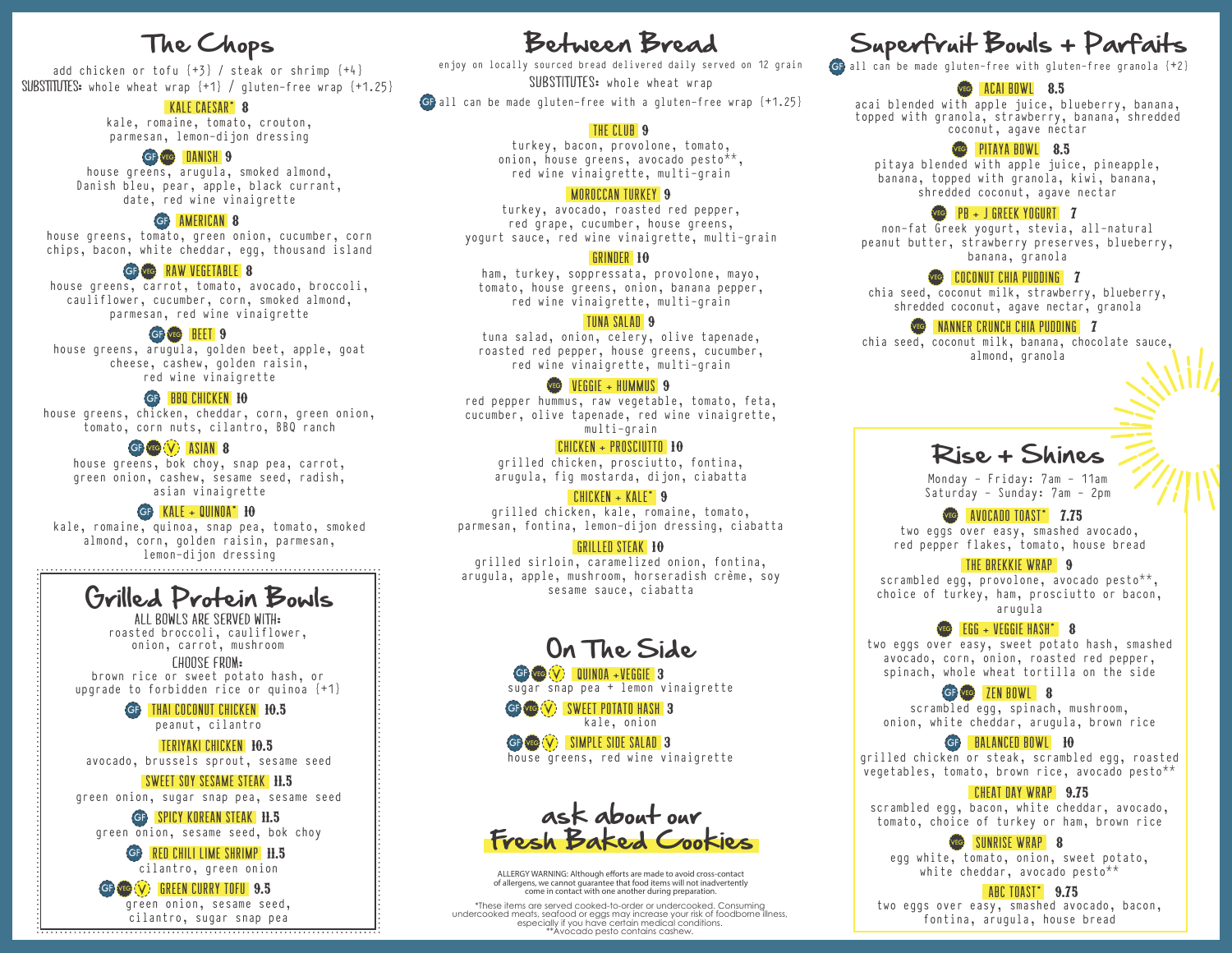# The Chops

add chicken or tofu (+3) / steak or shrimp (+4)

SUBSTITUTES: whole wheat wrap (+1) / gluten-free wrap (+1.25)

**KALE CAESAR*** 8
kale, romaine, tomato, crouton, parmesan, lemon-dijon dressing

GF VEG **DANISH** 9
house greens, arugula, smoked almond, Danish bleu, pear, apple, black currant, date, red wine vinaigrette

GF **AMERICAN** 8
house greens, tomato, green onion, cucumber, corn chips, bacon, white cheddar, egg, thousand island

GF VEG **RAW VEGETABLE** 8
house greens, carrot, tomato, avocado, broccoli, cauliflower, cucumber, corn, smoked almond, parmesan, red wine vinaigrette

GF VEG **BEET** 9
house greens, arugula, golden beet, apple, goat cheese, cashew, golden raisin, red wine vinaigrette

GF **BBQ CHICKEN** 10
house greens, chicken, cheddar, corn, green onion, tomato, corn nuts, cilantro, BBQ ranch

GF VEG V **ASIAN** 8
house greens, bok choy, snap pea, carrot, green onion, cashew, sesame seed, radish, asian vinaigrette

GF **KALE + QUINOA*** 10
kale, romaine, quinoa, snap pea, tomato, smoked almond, corn, golden raisin, parmesan, lemon-dijon dressing

# Grilled Protein Bowls

ALL BOWLS ARE SERVED WITH:
roasted broccoli, cauliflower, onion, carrot, mushroom

CHOOSE FROM:
brown rice or sweet potato hash, or upgrade to forbidden rice or quinoa (+1)

GF **THAI COCONUT CHICKEN** 10.5
peanut, cilantro

**TERIYAKI CHICKEN** 10.5
avocado, brussels sprout, sesame seed

**SWEET SOY SESAME STEAK** 11.5
green onion, sugar snap pea, sesame seed

GF **SPICY KOREAN STEAK** 11.5
green onion, sesame seed, bok choy

GF **RED CHILI LIME SHRIMP** 11.5
cilantro, green onion

GF VEG V **GREEN CURRY TOFU** 9.5
green onion, sesame seed, cilantro, sugar snap pea

# Between Bread

enjoy on locally sourced bread delivered daily served on 12 grain

SUBSTITUTES: whole wheat wrap

GF all can be made gluten-free with a gluten-free wrap (+1.25)

**THE CLUB** 9
turkey, bacon, provolone, tomato, onion, house greens, avocado pesto**, red wine vinaigrette, multi-grain

**MOROCCAN TURKEY** 9
turkey, avocado, roasted red pepper, red grape, cucumber, house greens, yogurt sauce, red wine vinaigrette, multi-grain

**GRINDER** 10
ham, turkey, soppressata, provolone, mayo, tomato, house greens, onion, banana pepper, red wine vinaigrette, multi-grain

**TUNA SALAD** 9
tuna salad, onion, celery, olive tapenade, roasted red pepper, house greens, cucumber, red wine vinaigrette, multi-grain

VEG **VEGGIE + HUMMUS** 9
red pepper hummus, raw vegetable, tomato, feta, cucumber, olive tapenade, red wine vinaigrette, multi-grain

**CHICKEN + PROSCIUTTO** 10
grilled chicken, prosciutto, fontina, arugula, fig mostarda, dijon, ciabatta

**CHICKEN + KALE*** 9
grilled chicken, kale, romaine, tomato, parmesan, fontina, lemon-dijon dressing, ciabatta

**GRILLED STEAK** 10
grilled sirloin, caramelized onion, fontina, arugula, apple, mushroom, horseradish crème, soy sesame sauce, ciabatta

# On The Side

GF VEG V **QUINOA + VEGGIE** 3
sugar snap pea + lemon vinaigrette

GF VEG V **SWEET POTATO HASH** 3
kale, onion

GF VEG V **SIMPLE SIDE SALAD** 3
house greens, red wine vinaigrette

## ask about our Fresh Baked Cookies

ALLERGY WARNING: Although efforts are made to avoid cross-contact of allergens, we cannot guarantee that food items will not inadvertently come in contact with one another during preparation.

*These items are served cooked-to-order or undercooked. Consuming undercooked meats, seafood or eggs may increase your risk of foodborne illness, especially if you have certain medical conditions.
**Avocado pesto contains cashew.

# Superfruit Bowls + Parfaits

GF all can be made gluten-free with gluten-free granola (+2)

VEG **ACAI BOWL** 8.5
acai blended with apple juice, blueberry, banana, topped with granola, strawberry, banana, shredded coconut, agave nectar

VEG **PITAYA BOWL** 8.5
pitaya blended with apple juice, pineapple, banana, topped with granola, kiwi, banana, shredded coconut, agave nectar

VEG **PB + J GREEK YOGURT** 7
non-fat Greek yogurt, stevia, all-natural peanut butter, strawberry preserves, blueberry, banana, granola

VEG **COCONUT CHIA PUDDING** 7
chia seed, coconut milk, strawberry, blueberry, shredded coconut, agave nectar, granola

VEG **NANNER CRUNCH CHIA PUDDING** 7
chia seed, coconut milk, banana, chocolate sauce, almond, granola

# Rise + Shines

Monday - Friday: 7am - 11am
Saturday - Sunday: 7am - 2pm

VEG **AVOCADO TOAST*** 7.75
two eggs over easy, smashed avocado, red pepper flakes, tomato, house bread

**THE BREKKIE WRAP** 9
scrambled egg, provolone, avocado pesto**, choice of turkey, ham, prosciutto or bacon, arugula

VEG **EGG + VEGGIE HASH*** 8
two eggs over easy, sweet potato hash, smashed avocado, corn, onion, roasted red pepper, spinach, whole wheat tortilla on the side

GF VEG **ZEN BOWL** 8
scrambled egg, spinach, mushroom, onion, white cheddar, arugula, brown rice

GF **BALANCED BOWL** 10
grilled chicken or steak, scrambled egg, roasted vegetables, tomato, brown rice, avocado pesto**

**CHEAT DAY WRAP** 9.75
scrambled egg, bacon, white cheddar, avocado, tomato, choice of turkey or ham, brown rice

VEG **SUNRISE WRAP** 8
egg white, tomato, onion, sweet potato, white cheddar, avocado pesto**

**ABC TOAST*** 9.75
two eggs over easy, smashed avocado, bacon, fontina, arugula, house bread